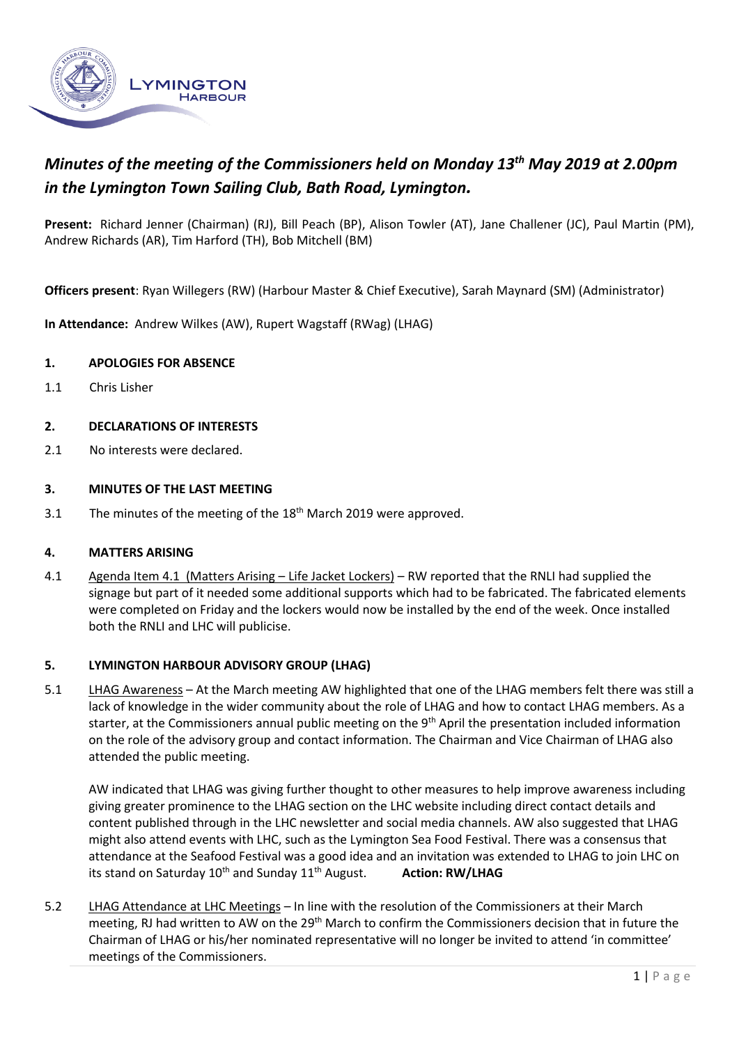LYMINGTON HARBOUR

# *Minutes of the meeting of the Commissioners held on Monday 13th May 2019 at 2.00pm in the Lymington Town Sailing Club, Bath Road, Lymington.*

**Present:** Richard Jenner (Chairman) (RJ), Bill Peach (BP), Alison Towler (AT), Jane Challener (JC), Paul Martin (PM), Andrew Richards (AR), Tim Harford (TH), Bob Mitchell (BM)

**Officers present**: Ryan Willegers (RW) (Harbour Master & Chief Executive), Sarah Maynard (SM) (Administrator)

**In Attendance:** Andrew Wilkes (AW), Rupert Wagstaff (RWag) (LHAG)

## 1. APOLOGIES FOR ABSENCE

1.1 Chris Lisher

## 2. DECLARATIONS OF INTERESTS

2.1 No interests were declared.

## 3. MINUTES OF THE LAST MEETING

3.1 The minutes of the meeting of the 18th March 2019 were approved.

## 4. MATTERS ARISING

4.1 Agenda Item 4.1 (Matters Arising – Life Jacket Lockers) – RW reported that the RNLI had supplied the signage but part of it needed some additional supports which had to be fabricated. The fabricated elements were completed on Friday and the lockers would now be installed by the end of the week. Once installed both the RNLI and LHC will publicise.

## 5. LYMINGTON HARBOUR ADVISORY GROUP (LHAG)

5.1 LHAG Awareness – At the March meeting AW highlighted that one of the LHAG members felt there was still a lack of knowledge in the wider community about the role of LHAG and how to contact LHAG members. As a starter, at the Commissioners annual public meeting on the 9th April the presentation included information on the role of the advisory group and contact information. The Chairman and Vice Chairman of LHAG also attended the public meeting.

AW indicated that LHAG was giving further thought to other measures to help improve awareness including giving greater prominence to the LHAG section on the LHC website including direct contact details and content published through in the LHC newsletter and social media channels. AW also suggested that LHAG might also attend events with LHC, such as the Lymington Sea Food Festival. There was a consensus that attendance at the Seafood Festival was a good idea and an invitation was extended to LHAG to join LHC on its stand on Saturday 10th and Sunday 11th August. **Action: RW/LHAG**

5.2 LHAG Attendance at LHC Meetings – In line with the resolution of the Commissioners at their March meeting, RJ had written to AW on the 29th March to confirm the Commissioners decision that in future the Chairman of LHAG or his/her nominated representative will no longer be invited to attend 'in committee' meetings of the Commissioners.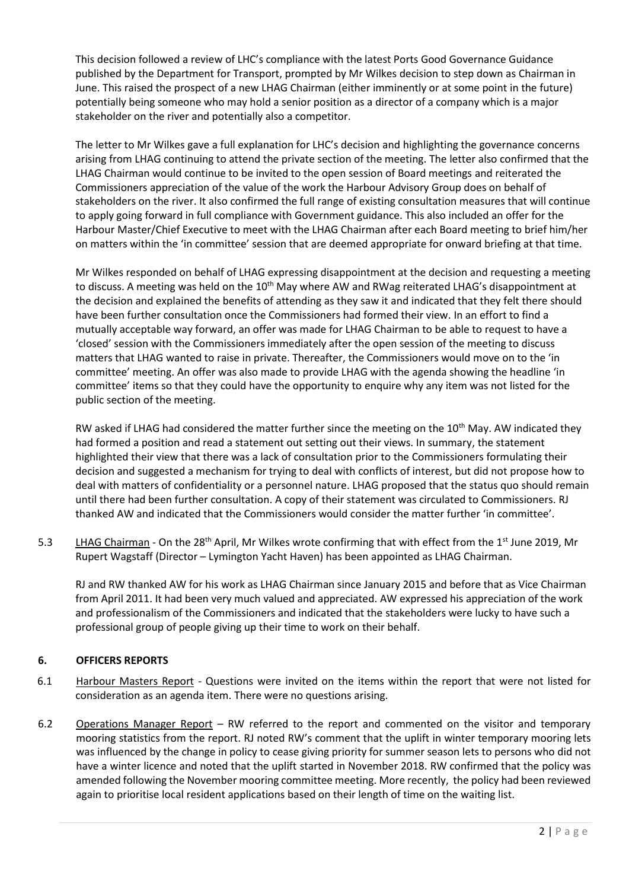This decision followed a review of LHC's compliance with the latest Ports Good Governance Guidance published by the Department for Transport, prompted by Mr Wilkes decision to step down as Chairman in June. This raised the prospect of a new LHAG Chairman (either imminently or at some point in the future) potentially being someone who may hold a senior position as a director of a company which is a major stakeholder on the river and potentially also a competitor.

The letter to Mr Wilkes gave a full explanation for LHC's decision and highlighting the governance concerns arising from LHAG continuing to attend the private section of the meeting. The letter also confirmed that the LHAG Chairman would continue to be invited to the open session of Board meetings and reiterated the Commissioners appreciation of the value of the work the Harbour Advisory Group does on behalf of stakeholders on the river. It also confirmed the full range of existing consultation measures that will continue to apply going forward in full compliance with Government guidance. This also included an offer for the Harbour Master/Chief Executive to meet with the LHAG Chairman after each Board meeting to brief him/her on matters within the 'in committee' session that are deemed appropriate for onward briefing at that time.

Mr Wilkes responded on behalf of LHAG expressing disappointment at the decision and requesting a meeting to discuss. A meeting was held on the 10th May where AW and RWag reiterated LHAG's disappointment at the decision and explained the benefits of attending as they saw it and indicated that they felt there should have been further consultation once the Commissioners had formed their view. In an effort to find a mutually acceptable way forward, an offer was made for LHAG Chairman to be able to request to have a 'closed' session with the Commissioners immediately after the open session of the meeting to discuss matters that LHAG wanted to raise in private. Thereafter, the Commissioners would move on to the 'in committee' meeting. An offer was also made to provide LHAG with the agenda showing the headline 'in committee' items so that they could have the opportunity to enquire why any item was not listed for the public section of the meeting.

RW asked if LHAG had considered the matter further since the meeting on the 10th May. AW indicated they had formed a position and read a statement out setting out their views. In summary, the statement highlighted their view that there was a lack of consultation prior to the Commissioners formulating their decision and suggested a mechanism for trying to deal with conflicts of interest, but did not propose how to deal with matters of confidentiality or a personnel nature. LHAG proposed that the status quo should remain until there had been further consultation. A copy of their statement was circulated to Commissioners. RJ thanked AW and indicated that the Commissioners would consider the matter further 'in committee'.

5.3 LHAG Chairman - On the 28th April, Mr Wilkes wrote confirming that with effect from the 1st June 2019, Mr Rupert Wagstaff (Director – Lymington Yacht Haven) has been appointed as LHAG Chairman.

RJ and RW thanked AW for his work as LHAG Chairman since January 2015 and before that as Vice Chairman from April 2011. It had been very much valued and appreciated. AW expressed his appreciation of the work and professionalism of the Commissioners and indicated that the stakeholders were lucky to have such a professional group of people giving up their time to work on their behalf.

## 6. OFFICERS REPORTS

6.1 Harbour Masters Report - Questions were invited on the items within the report that were not listed for consideration as an agenda item. There were no questions arising.

6.2 Operations Manager Report – RW referred to the report and commented on the visitor and temporary mooring statistics from the report. RJ noted RW's comment that the uplift in winter temporary mooring lets was influenced by the change in policy to cease giving priority for summer season lets to persons who did not have a winter licence and noted that the uplift started in November 2018. RW confirmed that the policy was amended following the November mooring committee meeting. More recently, the policy had been reviewed again to prioritise local resident applications based on their length of time on the waiting list.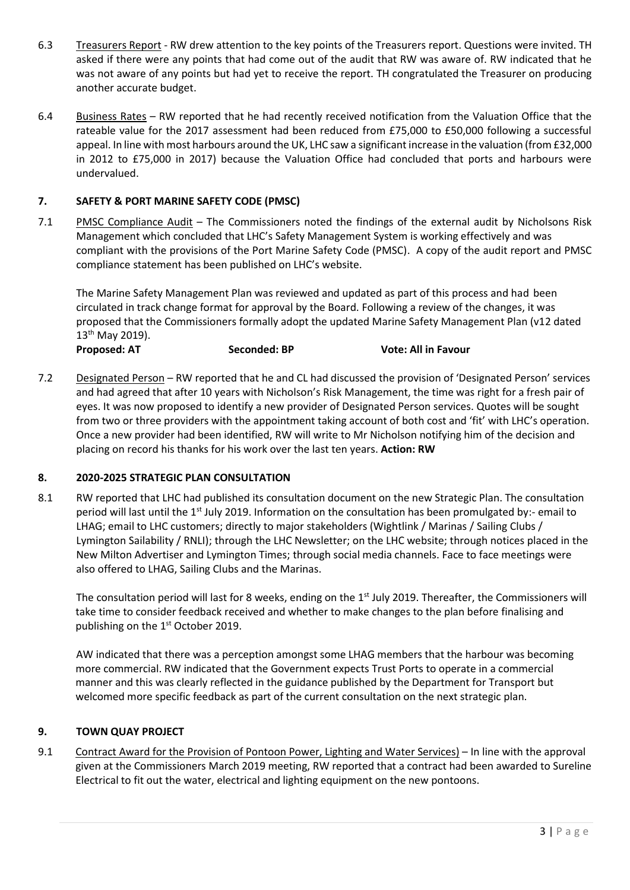6.3 Treasurers Report - RW drew attention to the key points of the Treasurers report. Questions were invited. TH asked if there were any points that had come out of the audit that RW was aware of. RW indicated that he was not aware of any points but had yet to receive the report. TH congratulated the Treasurer on producing another accurate budget.

6.4 Business Rates – RW reported that he had recently received notification from the Valuation Office that the rateable value for the 2017 assessment had been reduced from £75,000 to £50,000 following a successful appeal. In line with most harbours around the UK, LHC saw a significant increase in the valuation (from £32,000 in 2012 to £75,000 in 2017) because the Valuation Office had concluded that ports and harbours were undervalued.

## 7. SAFETY & PORT MARINE SAFETY CODE (PMSC)

7.1 PMSC Compliance Audit – The Commissioners noted the findings of the external audit by Nicholsons Risk Management which concluded that LHC's Safety Management System is working effectively and was compliant with the provisions of the Port Marine Safety Code (PMSC). A copy of the audit report and PMSC compliance statement has been published on LHC's website.

The Marine Safety Management Plan was reviewed and updated as part of this process and had been circulated in track change format for approval by the Board. Following a review of the changes, it was proposed that the Commissioners formally adopt the updated Marine Safety Management Plan (v12 dated 13th May 2019).

**Proposed: AT** **Seconded: BP** **Vote: All in Favour**

7.2 Designated Person – RW reported that he and CL had discussed the provision of 'Designated Person' services and had agreed that after 10 years with Nicholson's Risk Management, the time was right for a fresh pair of eyes. It was now proposed to identify a new provider of Designated Person services. Quotes will be sought from two or three providers with the appointment taking account of both cost and 'fit' with LHC's operation. Once a new provider had been identified, RW will write to Mr Nicholson notifying him of the decision and placing on record his thanks for his work over the last ten years. **Action: RW**

## 8. 2020-2025 STRATEGIC PLAN CONSULTATION

8.1 RW reported that LHC had published its consultation document on the new Strategic Plan. The consultation period will last until the 1st July 2019. Information on the consultation has been promulgated by:- email to LHAG; email to LHC customers; directly to major stakeholders (Wightlink / Marinas / Sailing Clubs / Lymington Sailability / RNLI); through the LHC Newsletter; on the LHC website; through notices placed in the New Milton Advertiser and Lymington Times; through social media channels. Face to face meetings were also offered to LHAG, Sailing Clubs and the Marinas.

The consultation period will last for 8 weeks, ending on the 1st July 2019. Thereafter, the Commissioners will take time to consider feedback received and whether to make changes to the plan before finalising and publishing on the 1st October 2019.

AW indicated that there was a perception amongst some LHAG members that the harbour was becoming more commercial. RW indicated that the Government expects Trust Ports to operate in a commercial manner and this was clearly reflected in the guidance published by the Department for Transport but welcomed more specific feedback as part of the current consultation on the next strategic plan.

## 9. TOWN QUAY PROJECT

9.1 Contract Award for the Provision of Pontoon Power, Lighting and Water Services) – In line with the approval given at the Commissioners March 2019 meeting, RW reported that a contract had been awarded to Sureline Electrical to fit out the water, electrical and lighting equipment on the new pontoons.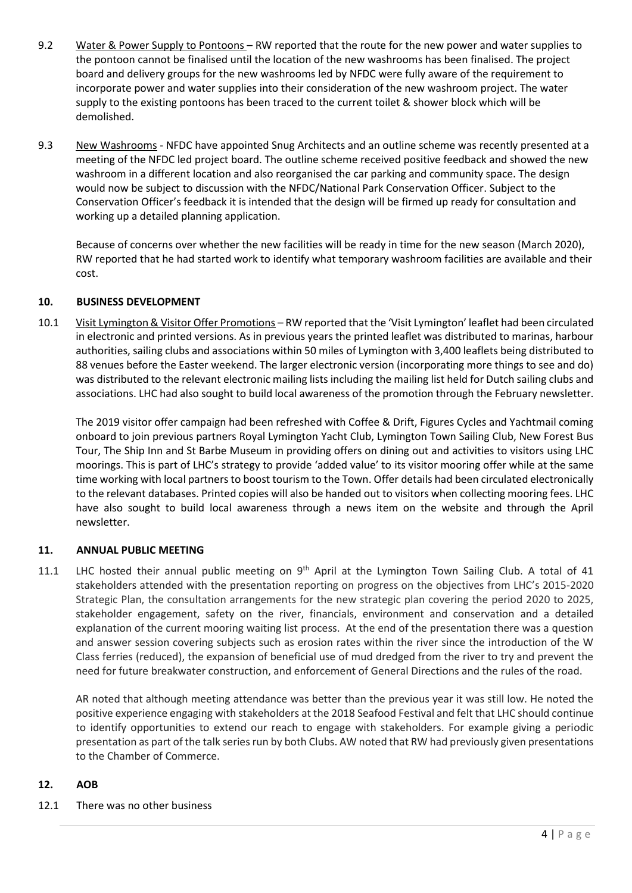9.2 Water & Power Supply to Pontoons – RW reported that the route for the new power and water supplies to the pontoon cannot be finalised until the location of the new washrooms has been finalised. The project board and delivery groups for the new washrooms led by NFDC were fully aware of the requirement to incorporate power and water supplies into their consideration of the new washroom project. The water supply to the existing pontoons has been traced to the current toilet & shower block which will be demolished.

9.3 New Washrooms - NFDC have appointed Snug Architects and an outline scheme was recently presented at a meeting of the NFDC led project board. The outline scheme received positive feedback and showed the new washroom in a different location and also reorganised the car parking and community space. The design would now be subject to discussion with the NFDC/National Park Conservation Officer. Subject to the Conservation Officer's feedback it is intended that the design will be firmed up ready for consultation and working up a detailed planning application.

Because of concerns over whether the new facilities will be ready in time for the new season (March 2020), RW reported that he had started work to identify what temporary washroom facilities are available and their cost.

## 10. BUSINESS DEVELOPMENT

10.1 Visit Lymington & Visitor Offer Promotions – RW reported that the 'Visit Lymington' leaflet had been circulated in electronic and printed versions. As in previous years the printed leaflet was distributed to marinas, harbour authorities, sailing clubs and associations within 50 miles of Lymington with 3,400 leaflets being distributed to 88 venues before the Easter weekend. The larger electronic version (incorporating more things to see and do) was distributed to the relevant electronic mailing lists including the mailing list held for Dutch sailing clubs and associations. LHC had also sought to build local awareness of the promotion through the February newsletter.

The 2019 visitor offer campaign had been refreshed with Coffee & Drift, Figures Cycles and Yachtmail coming onboard to join previous partners Royal Lymington Yacht Club, Lymington Town Sailing Club, New Forest Bus Tour, The Ship Inn and St Barbe Museum in providing offers on dining out and activities to visitors using LHC moorings. This is part of LHC's strategy to provide 'added value' to its visitor mooring offer while at the same time working with local partners to boost tourism to the Town. Offer details had been circulated electronically to the relevant databases. Printed copies will also be handed out to visitors when collecting mooring fees. LHC have also sought to build local awareness through a news item on the website and through the April newsletter.

## 11. ANNUAL PUBLIC MEETING

11.1 LHC hosted their annual public meeting on 9th April at the Lymington Town Sailing Club. A total of 41 stakeholders attended with the presentation reporting on progress on the objectives from LHC's 2015-2020 Strategic Plan, the consultation arrangements for the new strategic plan covering the period 2020 to 2025, stakeholder engagement, safety on the river, financials, environment and conservation and a detailed explanation of the current mooring waiting list process. At the end of the presentation there was a question and answer session covering subjects such as erosion rates within the river since the introduction of the W Class ferries (reduced), the expansion of beneficial use of mud dredged from the river to try and prevent the need for future breakwater construction, and enforcement of General Directions and the rules of the road.

AR noted that although meeting attendance was better than the previous year it was still low. He noted the positive experience engaging with stakeholders at the 2018 Seafood Festival and felt that LHC should continue to identify opportunities to extend our reach to engage with stakeholders. For example giving a periodic presentation as part of the talk series run by both Clubs. AW noted that RW had previously given presentations to the Chamber of Commerce.

## 12. AOB

12.1 There was no other business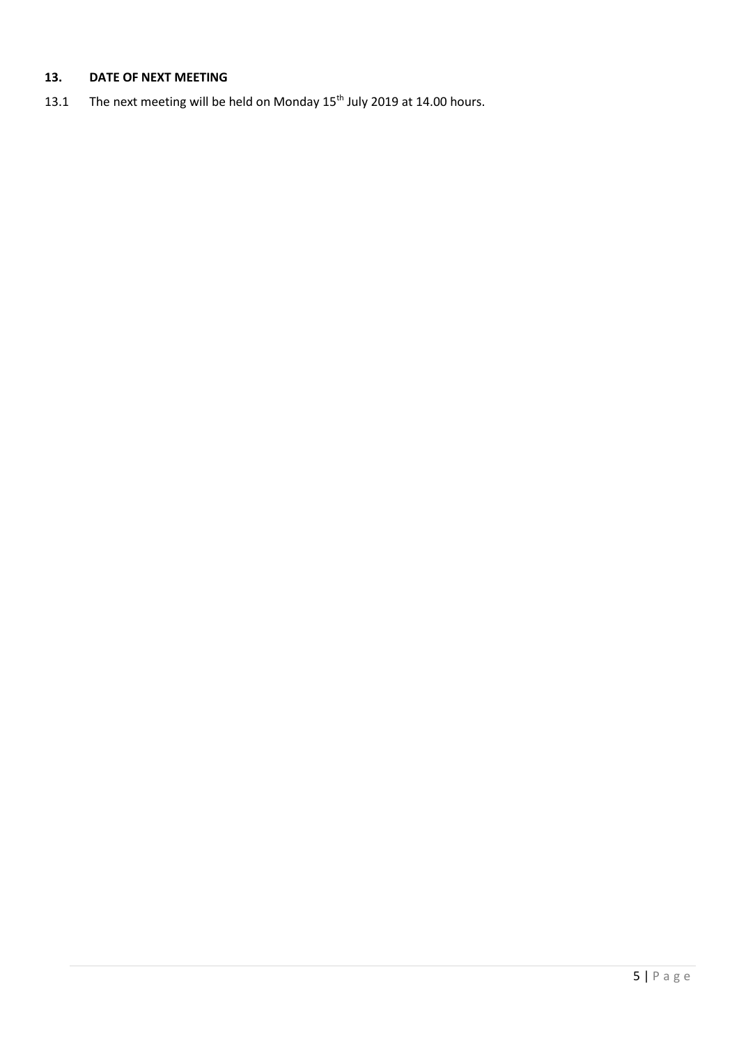## 13. DATE OF NEXT MEETING

13.1 The next meeting will be held on Monday 15th July 2019 at 14.00 hours.